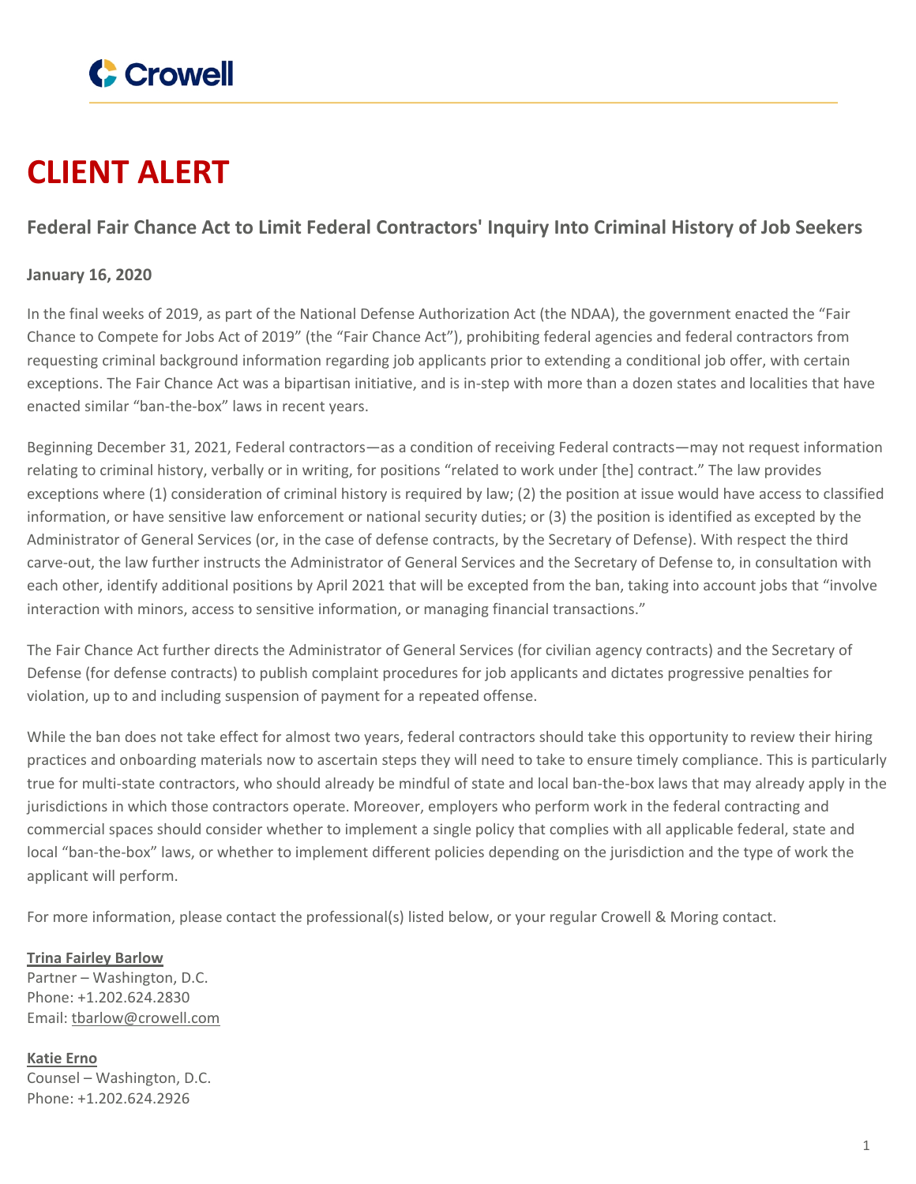Crowell

# CLIENT ALERT

### Federal Fair Chance Act to Limit Federal Contractors' Inquiry Into Criminal History of Job Seekers

**January 16, 2020**

In the final weeks of 2019, as part of the National Defense Authorization Act (the NDAA), the government enacted the "Fair Chance to Compete for Jobs Act of 2019" (the "Fair Chance Act"), prohibiting federal agencies and federal contractors from requesting criminal background information regarding job applicants prior to extending a conditional job offer, with certain exceptions. The Fair Chance Act was a bipartisan initiative, and is in-step with more than a dozen states and localities that have enacted similar "ban-the-box" laws in recent years.

Beginning December 31, 2021, Federal contractors—as a condition of receiving Federal contracts—may not request information relating to criminal history, verbally or in writing, for positions "related to work under [the] contract." The law provides exceptions where (1) consideration of criminal history is required by law; (2) the position at issue would have access to classified information, or have sensitive law enforcement or national security duties; or (3) the position is identified as excepted by the Administrator of General Services (or, in the case of defense contracts, by the Secretary of Defense). With respect the third carve-out, the law further instructs the Administrator of General Services and the Secretary of Defense to, in consultation with each other, identify additional positions by April 2021 that will be excepted from the ban, taking into account jobs that "involve interaction with minors, access to sensitive information, or managing financial transactions."

The Fair Chance Act further directs the Administrator of General Services (for civilian agency contracts) and the Secretary of Defense (for defense contracts) to publish complaint procedures for job applicants and dictates progressive penalties for violation, up to and including suspension of payment for a repeated offense.

While the ban does not take effect for almost two years, federal contractors should take this opportunity to review their hiring practices and onboarding materials now to ascertain steps they will need to take to ensure timely compliance. This is particularly true for multi-state contractors, who should already be mindful of state and local ban-the-box laws that may already apply in the jurisdictions in which those contractors operate. Moreover, employers who perform work in the federal contracting and commercial spaces should consider whether to implement a single policy that complies with all applicable federal, state and local "ban-the-box" laws, or whether to implement different policies depending on the jurisdiction and the type of work the applicant will perform.

For more information, please contact the professional(s) listed below, or your regular Crowell & Moring contact.

**Trina Fairley Barlow**
Partner – Washington, D.C.
Phone: +1.202.624.2830
Email: tbarlow@crowell.com

**Katie Erno**
Counsel – Washington, D.C.
Phone: +1.202.624.2926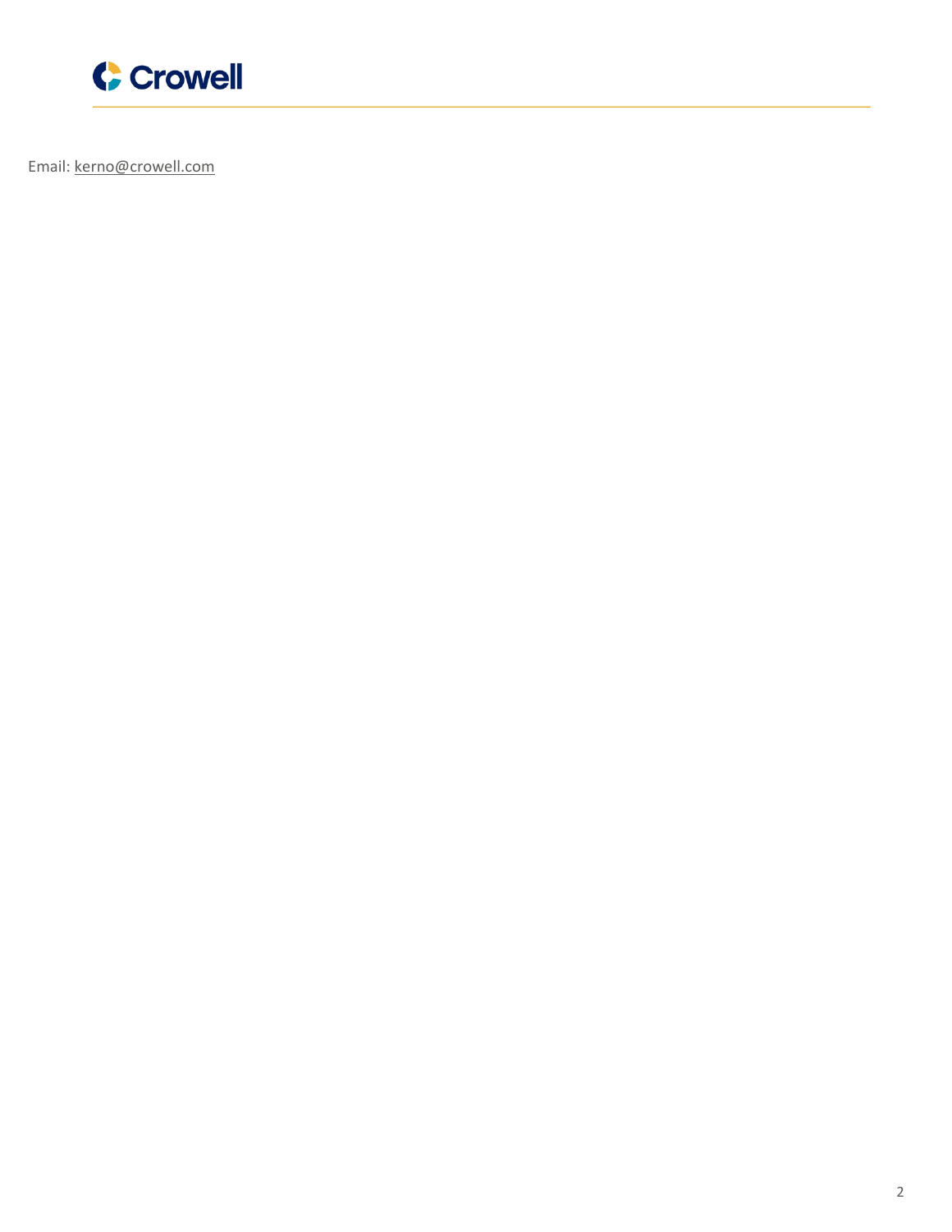Email: [kerno@crowell.com](mailto:kerno@crowell.com)